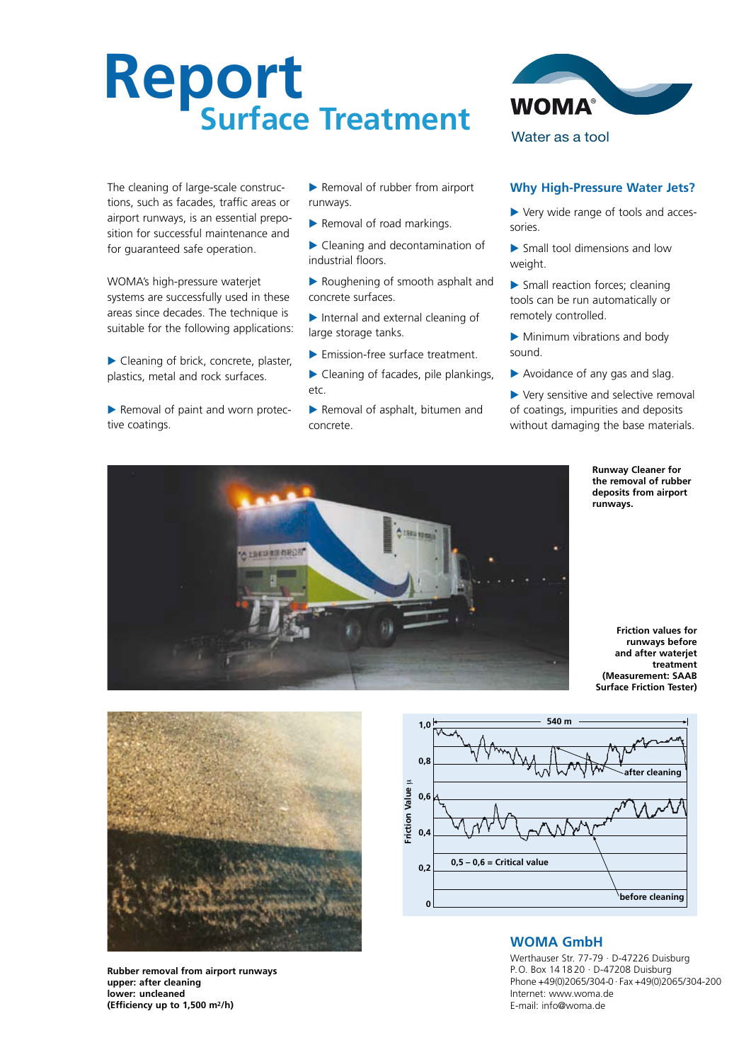# Report
## Surface Treatment

WOMA®
Water as a tool

The cleaning of large-scale constructions, such as facades, traffic areas or airport runways, is an essential preposition for successful maintenance and for guaranteed safe operation.

WOMA's high-pressure waterjet systems are successfully used in these areas since decades. The technique is suitable for the following applications:

- Cleaning of brick, concrete, plaster, plastics, metal and rock surfaces.
- Removal of paint and worn protective coatings.
- Removal of rubber from airport runways.
- Removal of road markings.
- Cleaning and decontamination of industrial floors.
- Roughening of smooth asphalt and concrete surfaces.
- Internal and external cleaning of large storage tanks.
- Emission-free surface treatment.
- Cleaning of facades, pile plankings, etc.
- Removal of asphalt, bitumen and concrete.

### Why High-Pressure Water Jets?

- Very wide range of tools and accessories.
- Small tool dimensions and low weight.
- Small reaction forces; cleaning tools can be run automatically or remotely controlled.
- Minimum vibrations and body sound.
- Avoidance of any gas and slag.
- Very sensitive and selective removal of coatings, impurities and deposits without damaging the base materials.

**Runway Cleaner for the removal of rubber deposits from airport runways.**

**Friction values for runways before and after waterjet treatment (Measurement: SAAB Surface Friction Tester)**

**Rubber removal from airport runways**
**upper: after cleaning**
**lower: uncleaned**
**(Efficiency up to 1,500 m²/h)**

## WOMA GmbH

Werthauser Str. 77-79 · D-47226 Duisburg
P.O. Box 14 18 20 · D-47208 Duisburg
Phone +49(0)2065/304-0 · Fax +49(0)2065/304-200
Internet: www.woma.de
E-mail: info@woma.de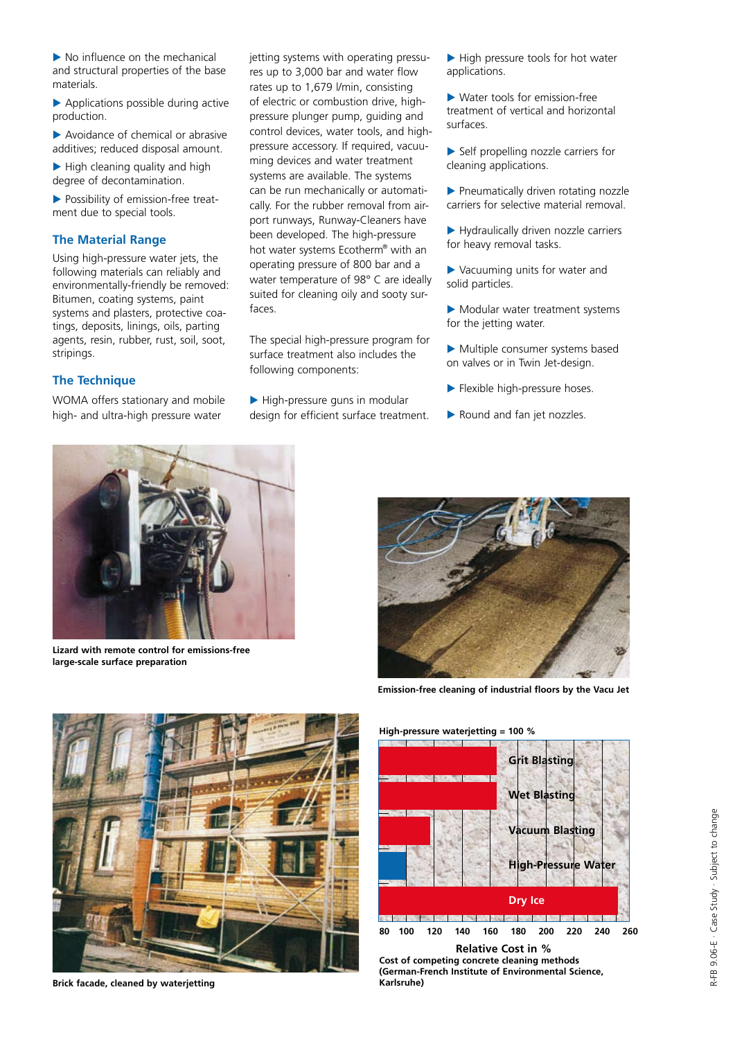▶ No influence on the mechanical and structural properties of the base materials.

▶ Applications possible during active production.

▶ Avoidance of chemical or abrasive additives; reduced disposal amount.

▶ High cleaning quality and high degree of decontamination.

▶ Possibility of emission-free treatment due to special tools.

## The Material Range

Using high-pressure water jets, the following materials can reliably and environmentally-friendly be removed: Bitumen, coating systems, paint systems and plasters, protective coatings, deposits, linings, oils, parting agents, resin, rubber, rust, soil, soot, stripings.

## The Technique

WOMA offers stationary and mobile high- and ultra-high pressure water jetting systems with operating pressures up to 3,000 bar and water flow rates up to 1,679 l/min, consisting of electric or combustion drive, high-pressure plunger pump, guiding and control devices, water tools, and high-pressure accessory. If required, vacuuming devices and water treatment systems are available. The systems can be run mechanically or automatically. For the rubber removal from airport runways, Runway-Cleaners have been developed. The high-pressure hot water systems Ecotherm® with an operating pressure of 800 bar and a water temperature of 98° C are ideally suited for cleaning oily and sooty surfaces.

The special high-pressure program for surface treatment also includes the following components:

▶ High-pressure guns in modular design for efficient surface treatment.

▶ High pressure tools for hot water applications.

▶ Water tools for emission-free treatment of vertical and horizontal surfaces.

▶ Self propelling nozzle carriers for cleaning applications.

▶ Pneumatically driven rotating nozzle carriers for selective material removal.

▶ Hydraulically driven nozzle carriers for heavy removal tasks.

▶ Vacuuming units for water and solid particles.

▶ Modular water treatment systems for the jetting water.

▶ Multiple consumer systems based on valves or in Twin Jet-design.

▶ Flexible high-pressure hoses.

▶ Round and fan jet nozzles.

**Lizard with remote control for emissions-free large-scale surface preparation**

**Emission-free cleaning of industrial floors by the Vacu Jet**

**Brick facade, cleaned by waterjetting**

High-pressure waterjetting = 100 %

Grit Blasting
Wet Blasting
Vacuum Blasting
High-Pressure Water
Dry Ice

80 100 120 140 160 180 200 220 240 260

Relative Cost in %

**Cost of competing concrete cleaning methods (German-French Institute of Environmental Science, Karlsruhe)**